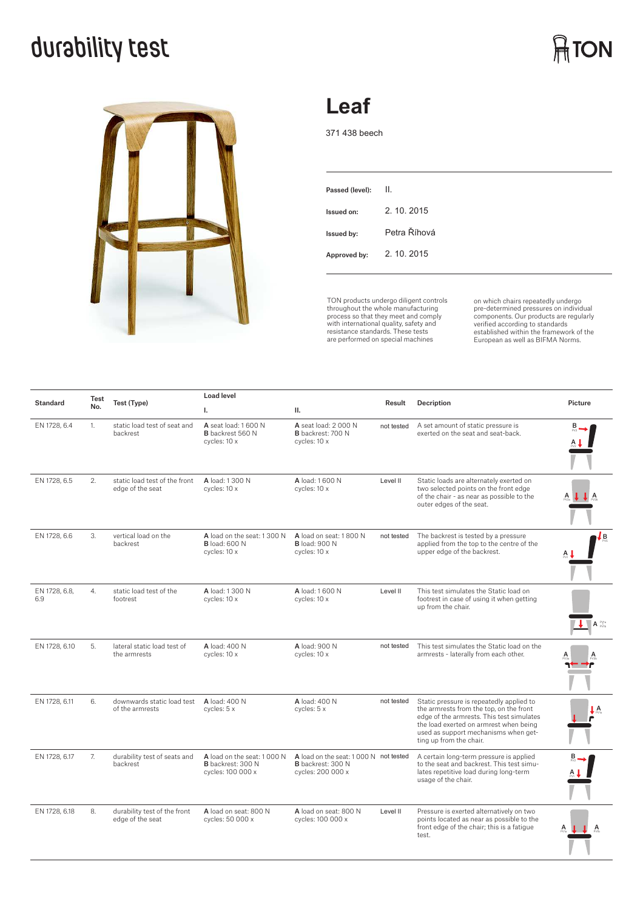# durability test

TON

## Leaf

371 438 beech

| | |
|---|---|
| **Passed (level):** | II. |
| **Issued on:** | 2. 10. 2015 |
| **Issued by:** | Petra Říhová |
| **Approved by:** | 2. 10. 2015 |

TON products undergo diligent controls throughout the whole manufacturing process so that they meet and comply with international quality, safety and resistance standards. These tests are performed on special machines on which chairs repeatedly undergo pre-determined pressures on individual components. Our products are regularly verified according to standards established within the framework of the European as well as BIFMA Norms.

| Standard | Test No. | Test (Type) | Load level I. | Load level II. | Result | Decription | Picture |
|---|---|---|---|---|---|---|---|
| EN 1728, 6.4 | 1. | static load test of seat and backrest | **A** seat load: 1 600 N **B** backrest 560 N cycles: 10 x | **A** seat load: 2 000 N **B** backrest: 700 N cycles: 10 x | not tested | A set amount of static pressure is exerted on the seat and seat-back. | |
| EN 1728, 6.5 | 2. | static load test of the front edge of the seat | **A** load: 1 300 N cycles: 10 x | **A** load: 1 600 N cycles: 10 x | Level II | Static loads are alternately exerted on two selected points on the front edge of the chair - as near as possible to the outer edges of the seat. | |
| EN 1728, 6.6 | 3. | vertical load on the backrest | **A** load on the seat: 1 300 N **B** load: 600 N cycles: 10 x | **A** load on seat: 1 800 N **B** load: 900 N cycles: 10 x | not tested | The backrest is tested by a pressure applied from the top to the centre of the upper edge of the backrest. | |
| EN 1728, 6.8, 6.9 | 4. | static load test of the footrest | **A** load: 1 300 N cycles: 10 x | **A** load: 1 600 N cycles: 10 x | Level II | This test simulates the Static load on footrest in case of using it when getting up from the chair. | |
| EN 1728, 6.10 | 5. | lateral static load test of the armrests | **A** load: 400 N cycles: 10 x | **A** load: 900 N cycles: 10 x | not tested | This test simulates the Static load on the armrests - laterally from each other. | |
| EN 1728, 6.11 | 6. | downwards static load test of the armrests | **A** load: 400 N cycles: 5 x | **A** load: 400 N cycles: 5 x | not tested | Static pressure is repeatedly applied to the armrests from the top, on the front edge of the armrests. This test simulates the load exerted on armrest when being used as support mechanisms when getting up from the chair. | |
| EN 1728, 6.17 | 7. | durability test of seats and backrest | **A** load on the seat: 1 000 N **B** backrest: 300 N cycles: 100 000 x | **A** load on the seat: 1 000 N **B** backrest: 300 N cycles: 200 000 x | not tested | A certain long-term pressure is applied to the seat and backrest. This test simulates repetitive load during long-term usage of the chair. | |
| EN 1728, 6.18 | 8. | durability test of the front edge of the seat | **A** load on seat: 800 N cycles: 50 000 x | **A** load on seat: 800 N cycles: 100 000 x | Level II | Pressure is exerted alternatively on two points located as near as possible to the front edge of the chair; this is a fatigue test. | |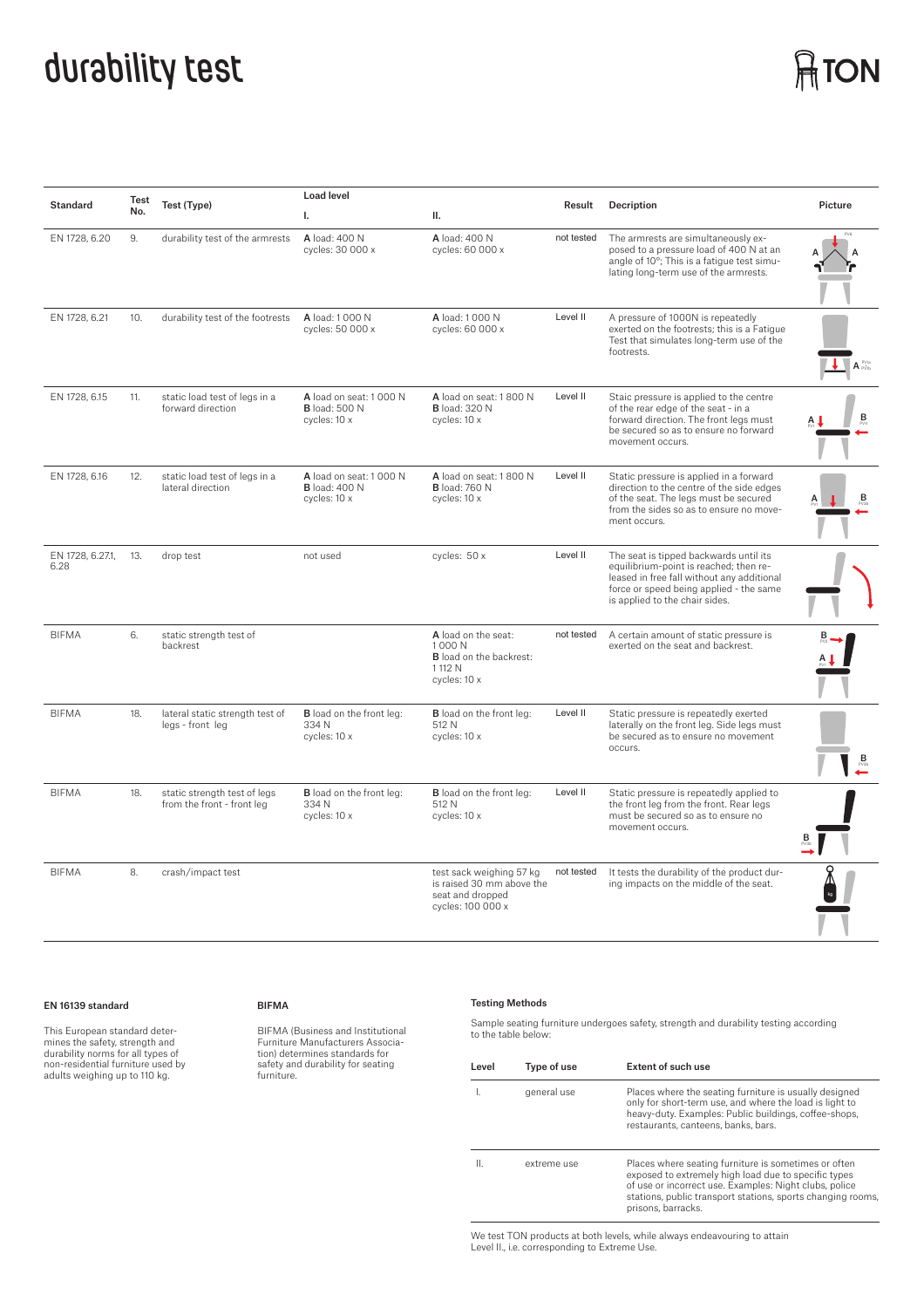# durability test

TON

| Standard | Test No. | Test (Type) | Load level I. | Load level II. | Result | Decription | Picture |
|---|---|---|---|---|---|---|---|
| EN 1728, 6.20 | 9. | durability test of the armrests | **A** load: 400 N cycles: 30 000 x | **A** load: 400 N cycles: 60 000 x | not tested | The armrests are simultaneously exposed to a pressure load of 400 N at an angle of 10°; This is a fatigue test simulating long-term use of the armrests. | |
| EN 1728, 6.21 | 10. | durability test of the footrests | **A** load: 1 000 N cycles: 50 000 x | **A** load: 1 000 N cycles: 60 000 x | Level II | A pressure of 1000N is repeatedly exerted on the footrests; this is a Fatigue Test that simulates long-term use of the footrests. | |
| EN 1728, 6.15 | 11. | static load test of legs in a forward direction | **A** load on seat: 1 000 N **B** load: 500 N cycles: 10 x | **A** load on seat: 1 800 N **B** load: 320 N cycles: 10 x | Level II | Staic pressure is applied to the centre of the rear edge of the seat - in a forward direction. The front legs must be secured so as to ensure no forward movement occurs. | |
| EN 1728, 6.16 | 12. | static load test of legs in a lateral direction | **A** load on seat: 1 000 N **B** load: 400 N cycles: 10 x | **A** load on seat: 1 800 N **B** load: 760 N cycles: 10 x | Level II | Static pressure is applied in a forward direction to the centre of the side edges of the seat. The legs must be secured from the sides so as to ensure no movement occurs. | |
| EN 1728, 6.27.1, 6.28 | 13. | drop test | not used | cycles: 50 x | Level II | The seat is tipped backwards until its equilibrium-point is reached; then released in free fall without any additional force or speed being applied - the same is applied to the chair sides. | |
| BIFMA | 6. | static strength test of backrest | | **A** load on the seat: 1 000 N **B** load on the backrest: 1 112 N cycles: 10 x | not tested | A certain amount of static pressure is exerted on the seat and backrest. | |
| BIFMA | 18. | lateral static strength test of legs - front leg | **B** load on the front leg: 334 N cycles: 10 x | **B** load on the front leg: 512 N cycles: 10 x | Level II | Static pressure is repeatedly exerted laterally on the front leg. Side legs must be secured as to ensure no movement occurs. | |
| BIFMA | 18. | static strength test of legs from the front - front leg | **B** load on the front leg: 334 N cycles: 10 x | **B** load on the front leg: 512 N cycles: 10 x | Level II | Static pressure is repeatedly applied to the front leg from the front. Rear legs must be secured so as to ensure no movement occurs. | |
| BIFMA | 8. | crash/impact test | | test sack weighing 57 kg is raised 30 mm above the seat and dropped cycles: 100 000 x | not tested | It tests the durability of the product during impacts on the middle of the seat. | |

**EN 16139 standard**

This European standard determines the safety, strength and durability norms for all types of non-residential furniture used by adults weighing up to 110 kg.

**BIFMA**

BIFMA (Business and Institutional Furniture Manufacturers Association) determines standards for safety and durability for seating furniture.

**Testing Methods**

Sample seating furniture undergoes safety, strength and durability testing according to the table below:

| Level | Type of use | Extent of such use |
|---|---|---|
| I. | general use | Places where the seating furniture is usually designed only for short-term use, and where the load is light to heavy-duty. Examples: Public buildings, coffee-shops, restaurants, canteens, banks, bars. |
| II. | extreme use | Places where seating furniture is sometimes or often exposed to extremely high load due to specific types of use or incorrect use. Examples: Night clubs, police stations, public transport stations, sports changing rooms, prisons, barracks. |

We test TON products at both levels, while always endeavouring to attain Level II., i.e. corresponding to Extreme Use.